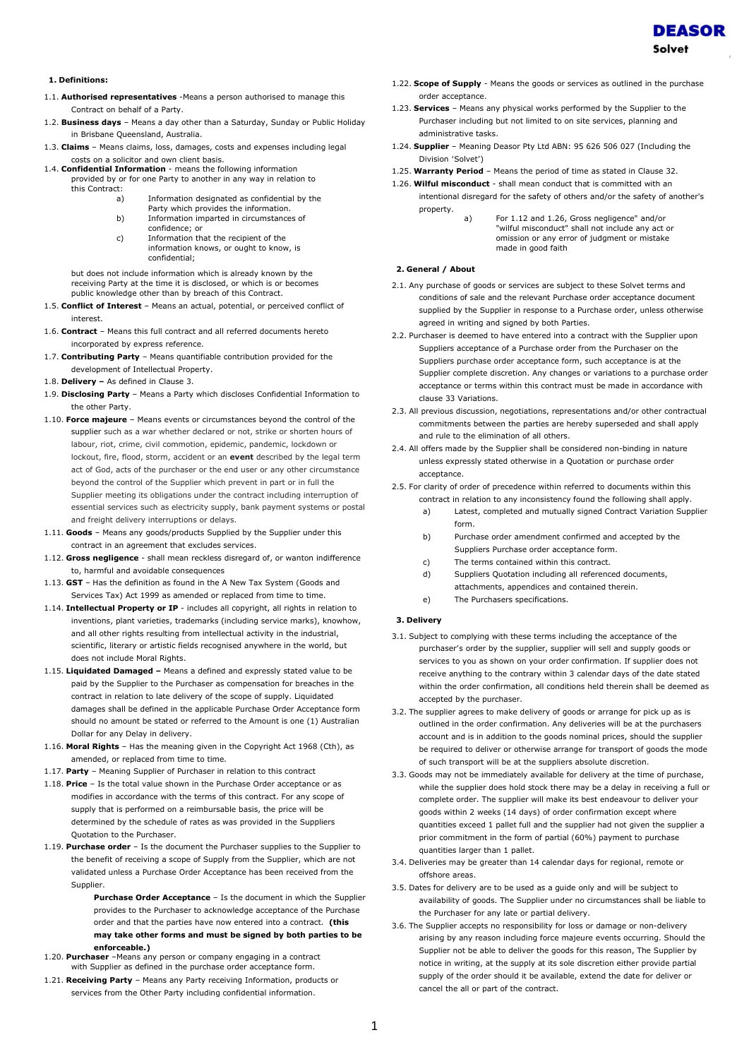## 1. Definitions:

1.1. **Authorised representatives** -Means a person authorised to manage this Contract on behalf of a Party.

1.2. **Business days** – Means a day other than a Saturday, Sunday or Public Holiday in Brisbane Queensland, Australia.

1.3. **Claims** – Means claims, loss, damages, costs and expenses including legal costs on a solicitor and own client basis.

1.4. **Confidential Information** - means the following information provided by or for one Party to another in any way in relation to this Contract:

a) Information designated as confidential by the Party which provides the information.

b) Information imparted in circumstances of confidence; or

c) Information that the recipient of the information knows, or ought to know, is confidential;

but does not include information which is already known by the receiving Party at the time it is disclosed, or which is or becomes public knowledge other than by breach of this Contract.

1.5. **Conflict of Interest** – Means an actual, potential, or perceived conflict of interest.

1.6. **Contract** – Means this full contract and all referred documents hereto incorporated by express reference.

1.7. **Contributing Party** – Means quantifiable contribution provided for the development of Intellectual Property.

1.8. **Delivery –** As defined in Clause 3.

1.9. **Disclosing Party** – Means a Party which discloses Confidential Information to the other Party.

1.10. **Force majeure** – Means events or circumstances beyond the control of the supplier such as a war whether declared or not, strike or shorten hours of labour, riot, crime, civil commotion, epidemic, pandemic, lockdown or lockout, fire, flood, storm, accident or an **event** described by the legal term act of God, acts of the purchaser or the end user or any other circumstance beyond the control of the Supplier which prevent in part or in full the Supplier meeting its obligations under the contract including interruption of essential services such as electricity supply, bank payment systems or postal and freight delivery interruptions or delays.

1.11. **Goods** – Means any goods/products Supplied by the Supplier under this contract in an agreement that excludes services.

1.12. **Gross negligence** - shall mean reckless disregard of, or wanton indifference to, harmful and avoidable consequences

1.13. **GST** – Has the definition as found in the A New Tax System (Goods and Services Tax) Act 1999 as amended or replaced from time to time.

1.14. **Intellectual Property or IP** - includes all copyright, all rights in relation to inventions, plant varieties, trademarks (including service marks), knowhow, and all other rights resulting from intellectual activity in the industrial, scientific, literary or artistic fields recognised anywhere in the world, but does not include Moral Rights.

1.15. **Liquidated Damaged –** Means a defined and expressly stated value to be paid by the Supplier to the Purchaser as compensation for breaches in the contract in relation to late delivery of the scope of supply. Liquidated damages shall be defined in the applicable Purchase Order Acceptance form should no amount be stated or referred to the Amount is one (1) Australian Dollar for any Delay in delivery.

1.16. **Moral Rights** – Has the meaning given in the Copyright Act 1968 (Cth), as amended, or replaced from time to time.

1.17. **Party** – Meaning Supplier of Purchaser in relation to this contract

1.18. **Price** – Is the total value shown in the Purchase Order acceptance or as modifies in accordance with the terms of this contract. For any scope of supply that is performed on a reimbursable basis, the price will be determined by the schedule of rates as was provided in the Suppliers Quotation to the Purchaser.

1.19. **Purchase order** – Is the document the Purchaser supplies to the Supplier to the benefit of receiving a scope of Supply from the Supplier, which are not validated unless a Purchase Order Acceptance has been received from the Supplier.

**Purchase Order Acceptance** – Is the document in which the Supplier provides to the Purchaser to acknowledge acceptance of the Purchase order and that the parties have now entered into a contract. **(this may take other forms and must be signed by both parties to be enforceable.)**

1.20. **Purchaser** –Means any person or company engaging in a contract with Supplier as defined in the purchase order acceptance form.

1.21. **Receiving Party** – Means any Party receiving Information, products or services from the Other Party including confidential information.

1.22. **Scope of Supply** – Means the goods or services as outlined in the purchase order acceptance.

1.23. **Services** – Means any physical works performed by the Supplier to the Purchaser including but not limited to on site services, planning and administrative tasks.

1.24. **Supplier** – Meaning Deasor Pty Ltd ABN: 95 626 506 027 (Including the Division 'Solvet')

1.25. **Warranty Period** – Means the period of time as stated in Clause 32.

1.26. **Wilful misconduct** - shall mean conduct that is committed with an intentional disregard for the safety of others and/or the safety of another's property.

a) For 1.12 and 1.26, Gross negligence" and/or "wilful misconduct" shall not include any act or omission or any error of judgment or mistake made in good faith

## 2. General / About

2.1. Any purchase of goods or services are subject to these Solvet terms and conditions of sale and the relevant Purchase order acceptance document supplied by the Supplier in response to a Purchase order, unless otherwise agreed in writing and signed by both Parties.

2.2. Purchaser is deemed to have entered into a contract with the Supplier upon Suppliers acceptance of a Purchase order from the Purchaser on the Suppliers purchase order acceptance form, such acceptance is at the Supplier complete discretion. Any changes or variations to a purchase order acceptance or terms within this contract must be made in accordance with clause 33 Variations.

2.3. All previous discussion, negotiations, representations and/or other contractual commitments between the parties are hereby superseded and shall apply and rule to the elimination of all others.

2.4. All offers made by the Supplier shall be considered non-binding in nature unless expressly stated otherwise in a Quotation or purchase order acceptance.

2.5. For clarity of order of precedence within referred to documents within this contract in relation to any inconsistency found the following shall apply.

a) Latest, completed and mutually signed Contract Variation Supplier form.

b) Purchase order amendment confirmed and accepted by the Suppliers Purchase order acceptance form.

c) The terms contained within this contract.

d) Suppliers Quotation including all referenced documents, attachments, appendices and contained therein.

e) The Purchasers specifications.

## 3. Delivery

3.1. Subject to complying with these terms including the acceptance of the purchaser's order by the supplier, supplier will sell and supply goods or services to you as shown on your order confirmation. If supplier does not receive anything to the contrary within 3 calendar days of the date stated within the order confirmation, all conditions held therein shall be deemed as accepted by the purchaser.

3.2. The supplier agrees to make delivery of goods or arrange for pick up as is outlined in the order confirmation. Any deliveries will be at the purchasers account and is in addition to the goods nominal prices, should the supplier be required to deliver or otherwise arrange for transport of goods the mode of such transport will be at the suppliers absolute discretion.

3.3. Goods may not be immediately available for delivery at the time of purchase, while the supplier does hold stock there may be a delay in receiving a full or complete order. The supplier will make its best endeavour to deliver your goods within 2 weeks (14 days) of order confirmation except where quantities exceed 1 pallet full and the supplier had not given the supplier a prior commitment in the form of partial (60%) payment to purchase quantities larger than 1 pallet.

3.4. Deliveries may be greater than 14 calendar days for regional, remote or offshore areas.

3.5. Dates for delivery are to be used as a guide only and will be subject to availability of goods. The Supplier under no circumstances shall be liable to the Purchaser for any late or partial delivery.

3.6. The Supplier accepts no responsibility for loss or damage or non-delivery arising by any reason including force majeure events occurring. Should the Supplier not be able to deliver the goods for this reason, The Supplier by notice in writing, at the supply at its sole discretion either provide partial supply of the order should it be available, extend the date for deliver or cancel the all or part of the contract.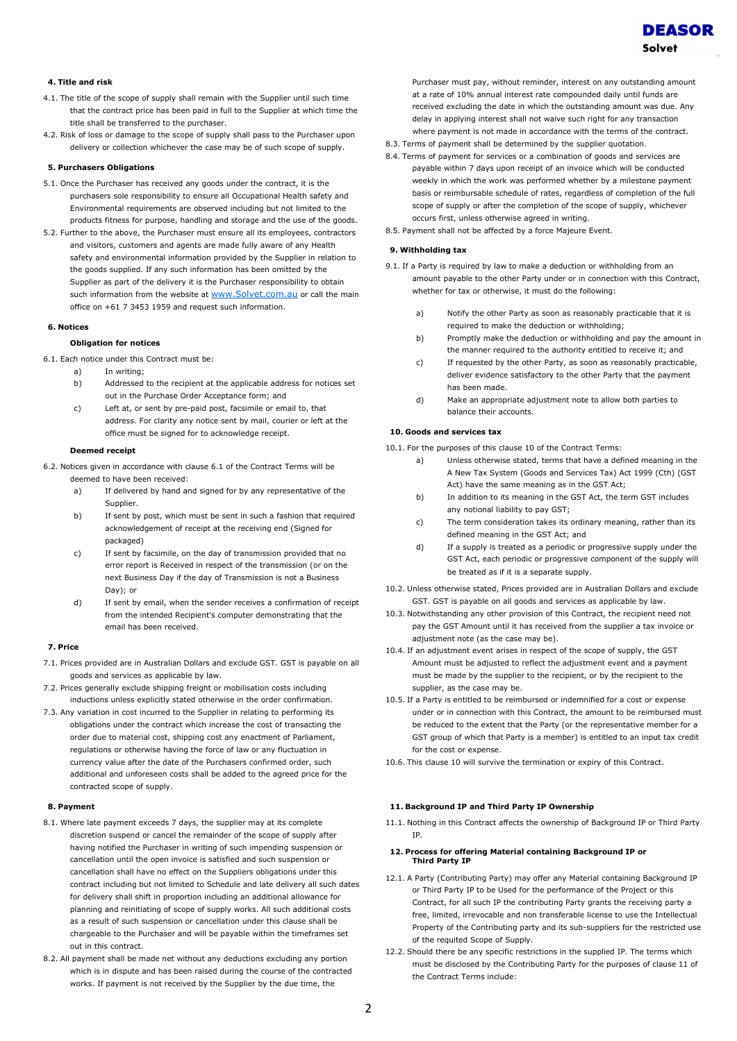#### 4. Title and risk

4.1. The title of the scope of supply shall remain with the Supplier until such time that the contract price has been paid in full to the Supplier at which time the title shall be transferred to the purchaser.

4.2. Risk of loss or damage to the scope of supply shall pass to the Purchaser upon delivery or collection whichever the case may be of such scope of supply.

#### 5. Purchasers Obligations

5.1. Once the Purchaser has received any goods under the contract, it is the purchasers sole responsibility to ensure all Occupational Health safety and Environmental requirements are observed including but not limited to the products fitness for purpose, handling and storage and the use of the goods.

5.2. Further to the above, the Purchaser must ensure all its employees, contractors and visitors, customers and agents are made fully aware of any Health safety and environmental information provided by the Supplier in relation to the goods supplied. If any such information has been omitted by the Supplier as part of the delivery it is the Purchaser responsibility to obtain such information from the website at www.Solvet.com.au or call the main office on +61 7 3453 1959 and request such information.

#### 6. Notices

**Obligation for notices**

6.1. Each notice under this Contract must be:

a) In writing;

b) Addressed to the recipient at the applicable address for notices set out in the Purchase Order Acceptance form; and

c) Left at, or sent by pre-paid post, facsimile or email to, that address. For clarity any notice sent by mail, courier or left at the office must be signed for to acknowledge receipt.

**Deemed receipt**

6.2. Notices given in accordance with clause 6.1 of the Contract Terms will be deemed to have been received:

a) If delivered by hand and signed for by any representative of the Supplier.

b) If sent by post, which must be sent in such a fashion that required acknowledgement of receipt at the receiving end (Signed for packaged)

c) If sent by facsimile, on the day of transmission provided that no error report is Received in respect of the transmission (or on the next Business Day if the day of Transmission is not a Business Day); or

d) If sent by email, when the sender receives a confirmation of receipt from the intended Recipient's computer demonstrating that the email has been received.

#### 7. Price

7.1. Prices provided are in Australian Dollars and exclude GST. GST is payable on all goods and services as applicable by law.

7.2. Prices generally exclude shipping freight or mobilisation costs including inductions unless explicitly stated otherwise in the order confirmation.

7.3. Any variation in cost incurred to the Supplier in relating to performing its obligations under the contract which increase the cost of transacting the order due to material cost, shipping cost any enactment of Parliament, regulations or otherwise having the force of law or any fluctuation in currency value after the date of the Purchasers confirmed order, such additional and unforeseen costs shall be added to the agreed price for the contracted scope of supply.

#### 8. Payment

8.1. Where late payment exceeds 7 days, the supplier may at its complete discretion suspend or cancel the remainder of the scope of supply after having notified the Purchaser in writing of such impending suspension or cancellation until the open invoice is satisfied and such suspension or cancellation shall have no effect on the Suppliers obligations under this contract including but not limited to Schedule and late delivery all such dates for delivery shall shift in proportion including an additional allowance for planning and reinitiating of scope of supply works. All such additional costs as a result of such suspension or cancellation under this clause shall be chargeable to the Purchaser and will be payable within the timeframes set out in this contract.

8.2. All payment shall be made net without any deductions excluding any portion which is in dispute and has been raised during the course of the contracted works. If payment is not received by the Supplier by the due time, the Purchaser must pay, without reminder, interest on any outstanding amount at a rate of 10% annual interest rate compounded daily until funds are received excluding the date in which the outstanding amount was due. Any delay in applying interest shall not waive such right for any transaction where payment is not made in accordance with the terms of the contract.

8.3. Terms of payment shall be determined by the supplier quotation.

8.4. Terms of payment for services or a combination of goods and services are payable within 7 days upon receipt of an invoice which will be conducted weekly in which the work was performed whether by a milestone payment basis or reimbursable schedule of rates, regardless of completion of the full scope of supply or after the completion of the scope of supply, whichever occurs first, unless otherwise agreed in writing.

8.5. Payment shall not be affected by a force Majeure Event.

#### 9. Withholding tax

9.1. If a Party is required by law to make a deduction or withholding from an amount payable to the other Party under or in connection with this Contract, whether for tax or otherwise, it must do the following:

a) Notify the other Party as soon as reasonably practicable that it is required to make the deduction or withholding;

b) Promptly make the deduction or withholding and pay the amount in the manner required to the authority entitled to receive it; and

c) If requested by the other Party, as soon as reasonably practicable, deliver evidence satisfactory to the other Party that the payment has been made.

d) Make an appropriate adjustment note to allow both parties to balance their accounts.

#### 10. Goods and services tax

10.1. For the purposes of this clause 10 of the Contract Terms:

a) Unless otherwise stated, terms that have a defined meaning in the A New Tax System (Goods and Services Tax) Act 1999 (Cth) (GST Act) have the same meaning as in the GST Act;

b) In addition to its meaning in the GST Act, the term GST includes any notional liability to pay GST;

c) The term consideration takes its ordinary meaning, rather than its defined meaning in the GST Act; and

d) If a supply is treated as a periodic or progressive supply under the GST Act, each periodic or progressive component of the supply will be treated as if it is a separate supply.

10.2. Unless otherwise stated, Prices provided are in Australian Dollars and exclude GST. GST is payable on all goods and services as applicable by law.

10.3. Notwithstanding any other provision of this Contract, the recipient need not pay the GST Amount until it has received from the supplier a tax invoice or adjustment note (as the case may be).

10.4. If an adjustment event arises in respect of the scope of supply, the GST Amount must be adjusted to reflect the adjustment event and a payment must be made by the supplier to the recipient, or by the recipient to the supplier, as the case may be.

10.5. If a Party is entitled to be reimbursed or indemnified for a cost or expense under or in connection with this Contract, the amount to be reimbursed must be reduced to the extent that the Party (or the representative member for a GST group of which that Party is a member) is entitled to an input tax credit for the cost or expense.

10.6. This clause 10 will survive the termination or expiry of this Contract.

#### 11. Background IP and Third Party IP Ownership

11.1. Nothing in this Contract affects the ownership of Background IP or Third Party IP.

#### 12. Process for offering Material containing Background IP or Third Party IP

12.1. A Party (Contributing Party) may offer any Material containing Background IP or Third Party IP to be Used for the performance of the Project or this Contract, for all such IP the contributing Party grants the receiving party a free, limited, irrevocable and non transferable license to use the Intellectual Property of the Contributing party and its sub-suppliers for the restricted use of the requited Scope of Supply.

12.2. Should there be any specific restrictions in the supplied IP. The terms which must be disclosed by the Contributing Party for the purposes of clause 11 of the Contract Terms include: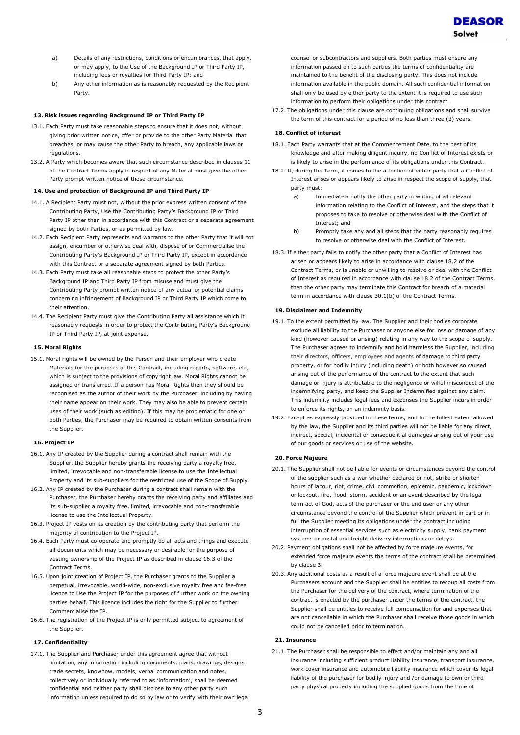a) Details of any restrictions, conditions or encumbrances, that apply, or may apply, to the Use of the Background IP or Third Party IP, including fees or royalties for Third Party IP; and

b) Any other information as is reasonably requested by the Recipient Party.

**13. Risk issues regarding Background IP or Third Party IP**

13.1. Each Party must take reasonable steps to ensure that it does not, without giving prior written notice, offer or provide to the other Party Material that breaches, or may cause the other Party to breach, any applicable laws or regulations.

13.2. A Party which becomes aware that such circumstance described in clauses 11 of the Contract Terms apply in respect of any Material must give the other Party prompt written notice of those circumstance.

**14. Use and protection of Background IP and Third Party IP**

14.1. A Recipient Party must not, without the prior express written consent of the Contributing Party, Use the Contributing Party's Background IP or Third Party IP other than in accordance with this Contract or a separate agreement signed by both Parties, or as permitted by law.

14.2. Each Recipient Party represents and warrants to the other Party that it will not assign, encumber or otherwise deal with, dispose of or Commercialise the Contributing Party's Background IP or Third Party IP, except in accordance with this Contract or a separate agreement signed by both Parties.

14.3. Each Party must take all reasonable steps to protect the other Party's Background IP and Third Party IP from misuse and must give the Contributing Party prompt written notice of any actual or potential claims concerning infringement of Background IP or Third Party IP which come to their attention.

14.4. The Recipient Party must give the Contributing Party all assistance which it reasonably requests in order to protect the Contributing Party's Background IP or Third Party IP, at joint expense.

**15. Moral Rights**

15.1. Moral rights will be owned by the Person and their employer who create Materials for the purposes of this Contract, including reports, software, etc, which is subject to the provisions of copyright law. Moral Rights cannot be assigned or transferred. If a person has Moral Rights then they should be recognised as the author of their work by the Purchaser, including by having their name appear on their work. They may also be able to prevent certain uses of their work (such as editing). If this may be problematic for one or both Parties, the Purchaser may be required to obtain written consents from the Supplier.

**16. Project IP**

16.1. Any IP created by the Supplier during a contract shall remain with the Supplier, the Supplier hereby grants the receiving party a royalty free, limited, irrevocable and non-transferable license to use the Intellectual Property and its sub-suppliers for the restricted use of the Scope of Supply.

16.2. Any IP created by the Purchaser during a contract shall remain with the Purchaser, the Purchaser hereby grants the receiving party and affiliates and its sub-supplier a royalty free, limited, irrevocable and non-transferable license to use the Intellectual Property.

16.3. Project IP vests on its creation by the contributing party that perform the majority of contribution to the Project IP.

16.4. Each Party must co-operate and promptly do all acts and things and execute all documents which may be necessary or desirable for the purpose of vesting ownership of the Project IP as described in clause 16.3 of the Contract Terms.

16.5. Upon joint creation of Project IP, the Purchaser grants to the Supplier a perpetual, irrevocable, world-wide, non-exclusive royalty free and fee-free licence to Use the Project IP for the purposes of further work on the owning parties behalf. This licence includes the right for the Supplier to further Commercialise the IP.

16.6. The registration of the Project IP is only permitted subject to agreement of the Supplier.

**17. Confidentiality**

17.1. The Supplier and Purchaser under this agreement agree that without limitation, any information including documents, plans, drawings, designs trade secrets, knowhow, models, verbal communication and notes, collectively or individually referred to as 'information', shall be deemed confidential and neither party shall disclose to any other party such information unless required to do so by law or to verify with their own legal counsel or subcontractors and suppliers. Both parties must ensure any information passed on to such parties the terms of confidentiality are maintained to the benefit of the disclosing party. This does not include information available in the public domain. All such confidential information shall only be used by either party to the extent it is required to use such information to perform their obligations under this contract.

17.2. The obligations under this clause are continuing obligations and shall survive the term of this contract for a period of no less than three (3) years.

**18. Conflict of interest**

18.1. Each Party warrants that at the Commencement Date, to the best of its knowledge and after making diligent inquiry, no Conflict of Interest exists or is likely to arise in the performance of its obligations under this Contract.

18.2. If, during the Term, it comes to the attention of either party that a Conflict of Interest arises or appears likely to arise in respect the scope of supply, that party must:

a) Immediately notify the other party in writing of all relevant information relating to the Conflict of Interest, and the steps that it proposes to take to resolve or otherwise deal with the Conflict of Interest; and

b) Promptly take any and all steps that the party reasonably requires to resolve or otherwise deal with the Conflict of Interest.

18.3. If either party fails to notify the other party that a Conflict of Interest has arisen or appears likely to arise in accordance with clause 18.2 of the Contract Terms, or is unable or unwilling to resolve or deal with the Conflict of Interest as required in accordance with clause 18.2 of the Contract Terms, then the other party may terminate this Contract for breach of a material term in accordance with clause 30.1(b) of the Contract Terms.

**19. Disclaimer and Indemnity**

19.1. To the extent permitted by law. The Supplier and their bodies corporate exclude all liability to the Purchaser or anyone else for loss or damage of any kind (however caused or arising) relating in any way to the scope of supply. The Purchaser agrees to indemnify and hold harmless the Supplier, including their directors, officers, employees and agents of damage to third party property, or for bodily injury (including death) or both however so caused arising out of the performance of the contract to the extent that such damage or injury is attributable to the negligence or wilful misconduct of the indemnifying party, and keep the Supplier Indemnified against any claim. This indemnity includes legal fees and expenses the Supplier incurs in order to enforce its rights, on an indemnity basis.

19.2. Except as expressly provided in these terms, and to the fullest extent allowed by the law, the Supplier and its third parties will not be liable for any direct, indirect, special, incidental or consequential damages arising out of your use of our goods or services or use of the website.

**20. Force Majeure**

20.1. The Supplier shall not be liable for events or circumstances beyond the control of the supplier such as a war whether declared or not, strike or shorten hours of labour, riot, crime, civil commotion, epidemic, pandemic, lockdown or lockout, fire, flood, storm, accident or an event described by the legal term act of God, acts of the purchaser or the end user or any other circumstance beyond the control of the Supplier which prevent in part or in full the Supplier meeting its obligations under the contract including interruption of essential services such as electricity supply, bank payment systems or postal and freight delivery interruptions or delays.

20.2. Payment obligations shall not be affected by force majeure events, for extended force majeure events the terms of the contract shall be determined by clause 3.

20.3. Any additional costs as a result of a force majeure event shall be at the Purchasers account and the Supplier shall be entitles to recoup all costs from the Purchaser for the delivery of the contract, where termination of the contract is enacted by the purchaser under the terms of the contract, the Supplier shall be entitles to receive full compensation for and expenses that are not cancellable in which the Purchaser shall receive those goods in which could not be cancelled prior to termination.

**21. Insurance**

21.1. The Purchaser shall be responsible to effect and/or maintain any and all insurance including sufficient product liability insurance, transport insurance, work cover insurance and automobile liability insurance which cover its legal liability of the purchaser for bodily injury and /or damage to own or third party physical property including the supplied goods from the time of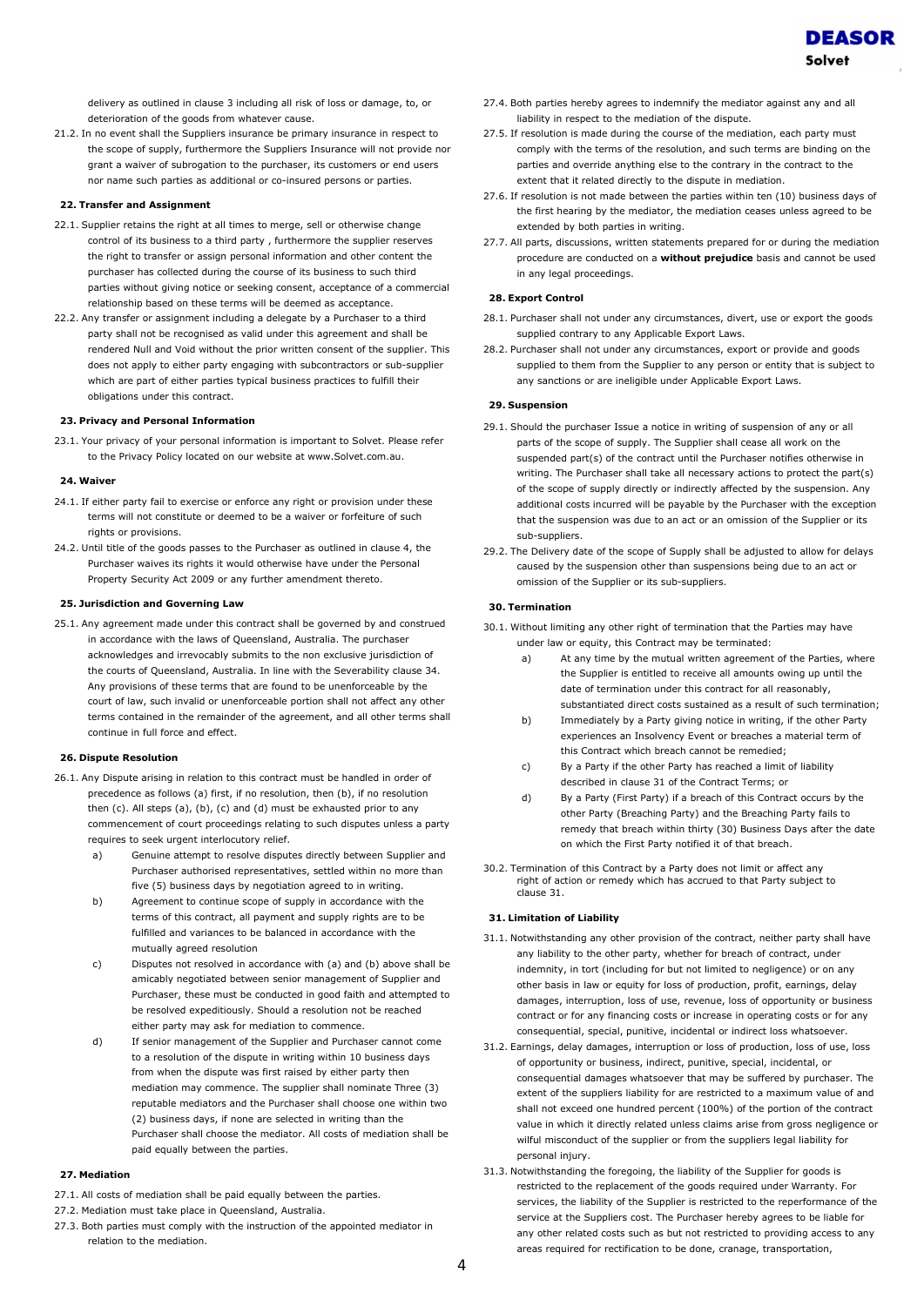delivery as outlined in clause 3 including all risk of loss or damage, to, or deterioration of the goods from whatever cause.

21.2. In no event shall the Suppliers insurance be primary insurance in respect to the scope of supply, furthermore the Suppliers Insurance will not provide nor grant a waiver of subrogation to the purchaser, its customers or end users nor name such parties as additional or co-insured persons or parties.

### 22. Transfer and Assignment

22.1. Supplier retains the right at all times to merge, sell or otherwise change control of its business to a third party , furthermore the supplier reserves the right to transfer or assign personal information and other content the purchaser has collected during the course of its business to such third parties without giving notice or seeking consent, acceptance of a commercial relationship based on these terms will be deemed as acceptance.

22.2. Any transfer or assignment including a delegate by a Purchaser to a third party shall not be recognised as valid under this agreement and shall be rendered Null and Void without the prior written consent of the supplier. This does not apply to either party engaging with subcontractors or sub-supplier which are part of either parties typical business practices to fulfill their obligations under this contract.

### 23. Privacy and Personal Information

23.1. Your privacy of your personal information is important to Solvet. Please refer to the Privacy Policy located on our website at www.Solvet.com.au.

### 24. Waiver

24.1. If either party fail to exercise or enforce any right or provision under these terms will not constitute or deemed to be a waiver or forfeiture of such rights or provisions.

24.2. Until title of the goods passes to the Purchaser as outlined in clause 4, the Purchaser waives its rights it would otherwise have under the Personal Property Security Act 2009 or any further amendment thereto.

### 25. Jurisdiction and Governing Law

25.1. Any agreement made under this contract shall be governed by and construed in accordance with the laws of Queensland, Australia. The purchaser acknowledges and irrevocably submits to the non exclusive jurisdiction of the courts of Queensland, Australia. In line with the Severability clause 34. Any provisions of these terms that are found to be unenforceable by the court of law, such invalid or unenforceable portion shall not affect any other terms contained in the remainder of the agreement, and all other terms shall continue in full force and effect.

### 26. Dispute Resolution

26.1. Any Dispute arising in relation to this contract must be handled in order of precedence as follows (a) first, if no resolution, then (b), if no resolution then (c). All steps (a), (b), (c) and (d) must be exhausted prior to any commencement of court proceedings relating to such disputes unless a party requires to seek urgent interlocutory relief.

a) Genuine attempt to resolve disputes directly between Supplier and Purchaser authorised representatives, settled within no more than five (5) business days by negotiation agreed to in writing.

b) Agreement to continue scope of supply in accordance with the terms of this contract, all payment and supply rights are to be fulfilled and variances to be balanced in accordance with the mutually agreed resolution

c) Disputes not resolved in accordance with (a) and (b) above shall be amicably negotiated between senior management of Supplier and Purchaser, these must be conducted in good faith and attempted to be resolved expeditiously. Should a resolution not be reached either party may ask for mediation to commence.

d) If senior management of the Supplier and Purchaser cannot come to a resolution of the dispute in writing within 10 business days from when the dispute was first raised by either party then mediation may commence. The supplier shall nominate Three (3) reputable mediators and the Purchaser shall choose one within two (2) business days, if none are selected in writing than the Purchaser shall choose the mediator. All costs of mediation shall be paid equally between the parties.

### 27. Mediation

27.1. All costs of mediation shall be paid equally between the parties.

27.2. Mediation must take place in Queensland, Australia.

27.3. Both parties must comply with the instruction of the appointed mediator in relation to the mediation.

27.4. Both parties hereby agrees to indemnify the mediator against any and all liability in respect to the mediation of the dispute.

27.5. If resolution is made during the course of the mediation, each party must comply with the terms of the resolution, and such terms are binding on the parties and override anything else to the contrary in the contract to the extent that it related directly to the dispute in mediation.

27.6. If resolution is not made between the parties within ten (10) business days of the first hearing by the mediator, the mediation ceases unless agreed to be extended by both parties in writing.

27.7. All parts, discussions, written statements prepared for or during the mediation procedure are conducted on a **without prejudice** basis and cannot be used in any legal proceedings.

### 28. Export Control

28.1. Purchaser shall not under any circumstances, divert, use or export the goods supplied contrary to any Applicable Export Laws.

28.2. Purchaser shall not under any circumstances, export or provide and goods supplied to them from the Supplier to any person or entity that is subject to any sanctions or are ineligible under Applicable Export Laws.

### 29. Suspension

29.1. Should the purchaser Issue a notice in writing of suspension of any or all parts of the scope of supply. The Supplier shall cease all work on the suspended part(s) of the contract until the Purchaser notifies otherwise in writing. The Purchaser shall take all necessary actions to protect the part(s) of the scope of supply directly or indirectly affected by the suspension. Any additional costs incurred will be payable by the Purchaser with the exception that the suspension was due to an act or an omission of the Supplier or its sub-suppliers.

29.2. The Delivery date of the scope of Supply shall be adjusted to allow for delays caused by the suspension other than suspensions being due to an act or omission of the Supplier or its sub-suppliers.

### 30. Termination

30.1. Without limiting any other right of termination that the Parties may have under law or equity, this Contract may be terminated:

a) At any time by the mutual written agreement of the Parties, where the Supplier is entitled to receive all amounts owing up until the date of termination under this contract for all reasonably, substantiated direct costs sustained as a result of such termination;

b) Immediately by a Party giving notice in writing, if the other Party experiences an Insolvency Event or breaches a material term of this Contract which breach cannot be remedied;

c) By a Party if the other Party has reached a limit of liability described in clause 31 of the Contract Terms; or

d) By a Party (First Party) if a breach of this Contract occurs by the other Party (Breaching Party) and the Breaching Party fails to remedy that breach within thirty (30) Business Days after the date on which the First Party notified it of that breach.

30.2. Termination of this Contract by a Party does not limit or affect any right of action or remedy which has accrued to that Party subject to clause 31.

### 31. Limitation of Liability

31.1. Notwithstanding any other provision of the contract, neither party shall have any liability to the other party, whether for breach of contract, under indemnity, in tort (including for but not limited to negligence) or on any other basis in law or equity for loss of production, profit, earnings, delay damages, interruption, loss of use, revenue, loss of opportunity or business contract or for any financing costs or increase in operating costs or for any consequential, special, punitive, incidental or indirect loss whatsoever.

31.2. Earnings, delay damages, interruption or loss of production, loss of use, loss of opportunity or business, indirect, punitive, special, incidental, or consequential damages whatsoever that may be suffered by purchaser. The extent of the suppliers liability for are restricted to a maximum value of and shall not exceed one hundred percent (100%) of the portion of the contract value in which it directly related unless claims arise from gross negligence or wilful misconduct of the supplier or from the suppliers legal liability for personal injury.

31.3. Notwithstanding the foregoing, the liability of the Supplier for goods is restricted to the replacement of the goods required under Warranty. For services, the liability of the Supplier is restricted to the reperformance of the service at the Suppliers cost. The Purchaser hereby agrees to be liable for any other related costs such as but not restricted to providing access to any areas required for rectification to be done, cranage, transportation,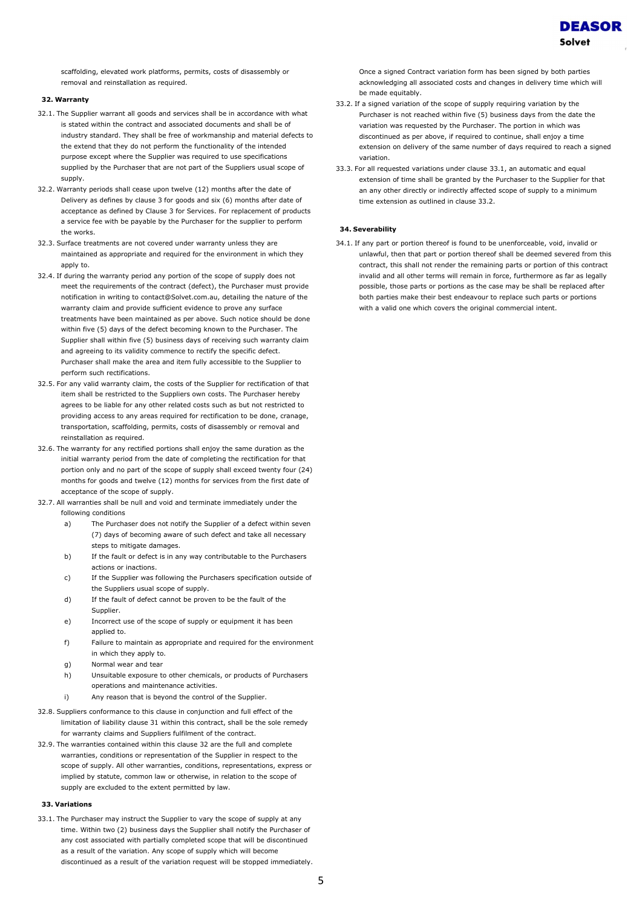scaffolding, elevated work platforms, permits, costs of disassembly or removal and reinstallation as required.

### 32. Warranty

32.1. The Supplier warrant all goods and services shall be in accordance with what is stated within the contract and associated documents and shall be of industry standard. They shall be free of workmanship and material defects to the extend that they do not perform the functionality of the intended purpose except where the Supplier was required to use specifications supplied by the Purchaser that are not part of the Suppliers usual scope of supply.

32.2. Warranty periods shall cease upon twelve (12) months after the date of Delivery as defines by clause 3 for goods and six (6) months after date of acceptance as defined by Clause 3 for Services. For replacement of products a service fee with be payable by the Purchaser for the supplier to perform the works.

32.3. Surface treatments are not covered under warranty unless they are maintained as appropriate and required for the environment in which they apply to.

32.4. If during the warranty period any portion of the scope of supply does not meet the requirements of the contract (defect), the Purchaser must provide notification in writing to contact@Solvet.com.au, detailing the nature of the warranty claim and provide sufficient evidence to prove any surface treatments have been maintained as per above. Such notice should be done within five (5) days of the defect becoming known to the Purchaser. The Supplier shall within five (5) business days of receiving such warranty claim and agreeing to its validity commence to rectify the specific defect. Purchaser shall make the area and item fully accessible to the Supplier to perform such rectifications.

32.5. For any valid warranty claim, the costs of the Supplier for rectification of that item shall be restricted to the Suppliers own costs. The Purchaser hereby agrees to be liable for any other related costs such as but not restricted to providing access to any areas required for rectification to be done, cranage, transportation, scaffolding, permits, costs of disassembly or removal and reinstallation as required.

32.6. The warranty for any rectified portions shall enjoy the same duration as the initial warranty period from the date of completing the rectification for that portion only and no part of the scope of supply shall exceed twenty four (24) months for goods and twelve (12) months for services from the first date of acceptance of the scope of supply.

32.7. All warranties shall be null and void and terminate immediately under the following conditions

- a) The Purchaser does not notify the Supplier of a defect within seven (7) days of becoming aware of such defect and take all necessary steps to mitigate damages.
- b) If the fault or defect is in any way contributable to the Purchasers actions or inactions.
- c) If the Supplier was following the Purchasers specification outside of the Suppliers usual scope of supply.
- d) If the fault of defect cannot be proven to be the fault of the Supplier.
- e) Incorrect use of the scope of supply or equipment it has been applied to.
- f) Failure to maintain as appropriate and required for the environment in which they apply to.
- g) Normal wear and tear
- h) Unsuitable exposure to other chemicals, or products of Purchasers operations and maintenance activities.
- i) Any reason that is beyond the control of the Supplier.

32.8. Suppliers conformance to this clause in conjunction and full effect of the limitation of liability clause 31 within this contract, shall be the sole remedy for warranty claims and Suppliers fulfilment of the contract.

32.9. The warranties contained within this clause 32 are the full and complete warranties, conditions or representation of the Supplier in respect to the scope of supply. All other warranties, conditions, representations, express or implied by statute, common law or otherwise, in relation to the scope of supply are excluded to the extent permitted by law.

### 33. Variations

33.1. The Purchaser may instruct the Supplier to vary the scope of supply at any time. Within two (2) business days the Supplier shall notify the Purchaser of any cost associated with partially completed scope that will be discontinued as a result of the variation. Any scope of supply which will become discontinued as a result of the variation request will be stopped immediately. Once a signed Contract variation form has been signed by both parties acknowledging all associated costs and changes in delivery time which will be made equitably.

33.2. If a signed variation of the scope of supply requiring variation by the Purchaser is not reached within five (5) business days from the date the variation was requested by the Purchaser. The portion in which was discontinued as per above, if required to continue, shall enjoy a time extension on delivery of the same number of days required to reach a signed variation.

33.3. For all requested variations under clause 33.1, an automatic and equal extension of time shall be granted by the Purchaser to the Supplier for that an any other directly or indirectly affected scope of supply to a minimum time extension as outlined in clause 33.2.

### 34. Severability

34.1. If any part or portion thereof is found to be unenforceable, void, invalid or unlawful, then that part or portion thereof shall be deemed severed from this contract, this shall not render the remaining parts or portion of this contract invalid and all other terms will remain in force, furthermore as far as legally possible, those parts or portions as the case may be shall be replaced after both parties make their best endeavour to replace such parts or portions with a valid one which covers the original commercial intent.